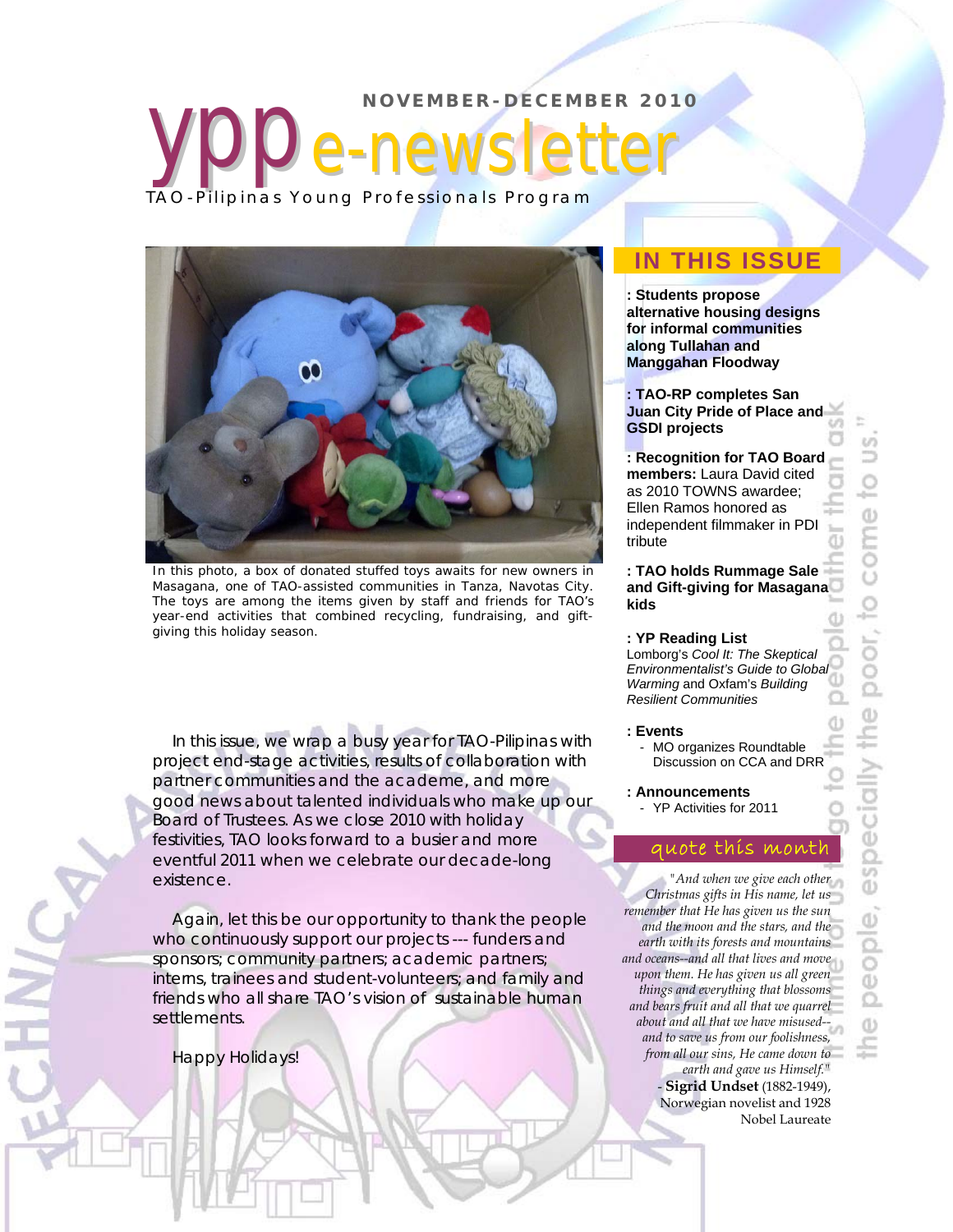NOVEMBER-DECEMBER 2010

# ypp e-newsletter

TAO-Pilipinas Young Professionals Program

In this photo, a box of donated stuffed toys awaits for new owners in Masagana, one of TAO-assisted communities in Tanza, Navotas City. The toys are among the items given by staff and friends for TAO's year-end activities that combined recycling, fundraising, and gift-giving this holiday season.

In this issue, we wrap a busy year for TAO-Pilipinas with project end-stage activities, results of collaboration with partner communities and the academe, and more good news about talented individuals who make up our Board of Trustees. As we close 2010 with holiday festivities, TAO looks forward to a busier and more eventful 2011 when we celebrate our decade-long existence.

Again, let this be our opportunity to thank the people who continuously support our projects --- funders and sponsors; community partners; academic partners; interns, trainees and student-volunteers; and family and friends who all share TAO's vision of sustainable human settlements.

Happy Holidays!

## IN THIS ISSUE

**: Students propose alternative housing designs for informal communities along Tullahan and Manggahan Floodway**

**: TAO-RP completes San Juan City Pride of Place and GSDI projects**

**: Recognition for TAO Board members:** Laura David cited as 2010 TOWNS awardee; Ellen Ramos honored as independent filmmaker in PDI tribute

**: TAO holds Rummage Sale and Gift-giving for Masagana kids**

**: YP Reading List**
Lomborg's *Cool It: The Skeptical Environmentalist's Guide to Global Warming* and Oxfam's *Building Resilient Communities*

**: Events**
- MO organizes Roundtable Discussion on CCA and DRR

**: Announcements**
- YP Activities for 2011

## quote this month

*"And when we give each other Christmas gifts in His name, let us remember that He has given us the sun and the moon and the stars, and the earth with its forests and mountains and oceans--and all that lives and move upon them. He has given us all green things and everything that blossoms and bears fruit and all that we quarrel about and all that we have misused--and to save us from our foolishness, from all our sins, He came down to earth and gave us Himself."*
- **Sigrid Undset** (1882-1949), Norwegian novelist and 1928 Nobel Laureate

"...it is time for us to go to the people rather than ask the people, especially the poor, to come to us."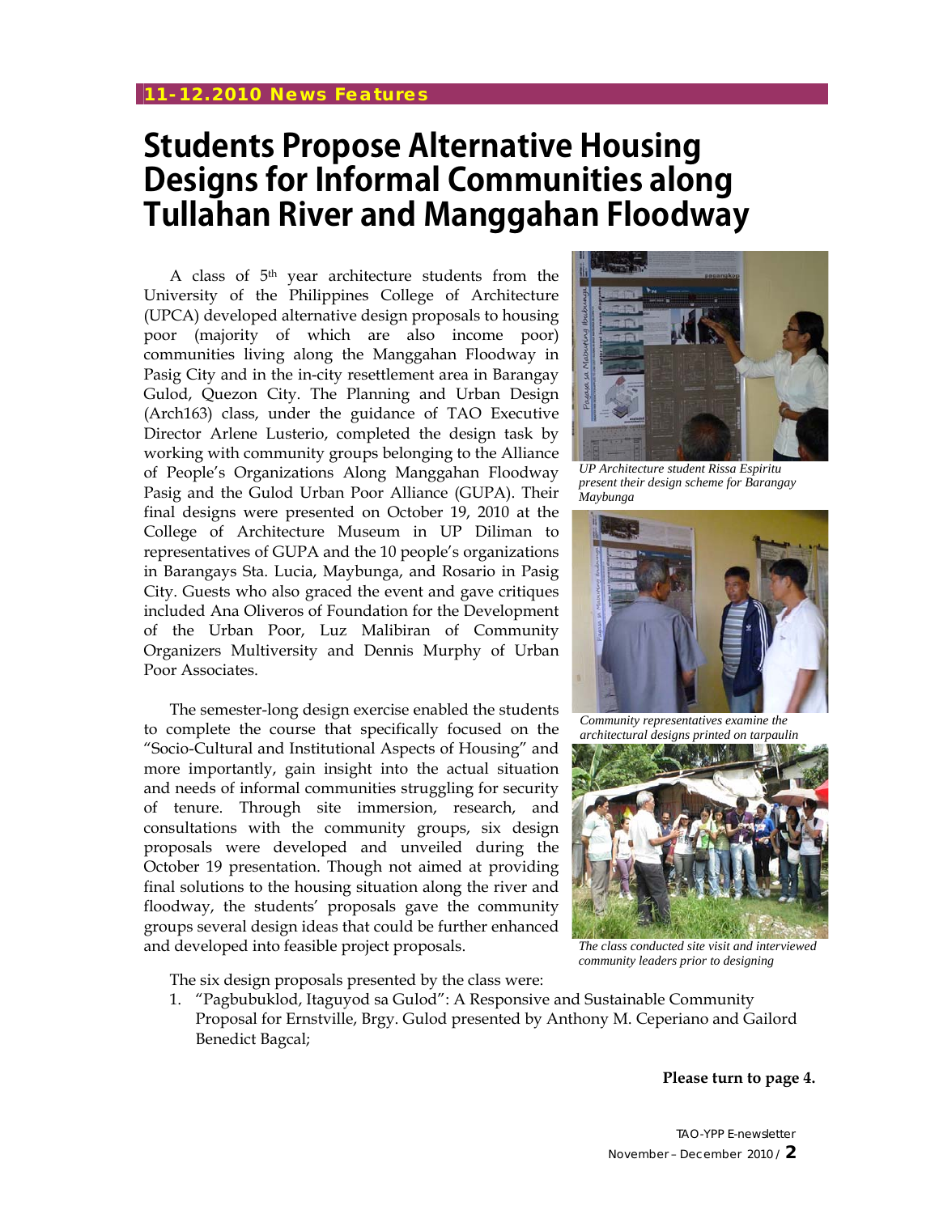# Students Propose Alternative Housing Designs for Informal Communities along Tullahan River and Manggahan Floodway

A class of 5th year architecture students from the University of the Philippines College of Architecture (UPCA) developed alternative design proposals to housing poor (majority of which are also income poor) communities living along the Manggahan Floodway in Pasig City and in the in-city resettlement area in Barangay Gulod, Quezon City. The Planning and Urban Design (Arch163) class, under the guidance of TAO Executive Director Arlene Lusterio, completed the design task by working with community groups belonging to the Alliance of People's Organizations Along Manggahan Floodway Pasig and the Gulod Urban Poor Alliance (GUPA). Their final designs were presented on October 19, 2010 at the College of Architecture Museum in UP Diliman to representatives of GUPA and the 10 people's organizations in Barangays Sta. Lucia, Maybunga, and Rosario in Pasig City. Guests who also graced the event and gave critiques included Ana Oliveros of Foundation for the Development of the Urban Poor, Luz Malibiran of Community Organizers Multiversity and Dennis Murphy of Urban Poor Associates.

*UP Architecture student Rissa Espiritu present their design scheme for Barangay Maybunga*

*Community representatives examine the architectural designs printed on tarpaulin*

*The class conducted site visit and interviewed community leaders prior to designing*

The semester-long design exercise enabled the students to complete the course that specifically focused on the "Socio-Cultural and Institutional Aspects of Housing" and more importantly, gain insight into the actual situation and needs of informal communities struggling for security of tenure. Through site immersion, research, and consultations with the community groups, six design proposals were developed and unveiled during the October 19 presentation. Though not aimed at providing final solutions to the housing situation along the river and floodway, the students' proposals gave the community groups several design ideas that could be further enhanced and developed into feasible project proposals.

The six design proposals presented by the class were:

1. "Pagbubuklod, Itaguyod sa Gulod": A Responsive and Sustainable Community Proposal for Ernstville, Brgy. Gulod presented by Anthony M. Ceperiano and Gailord Benedict Bagcal;

**Please turn to page 4.**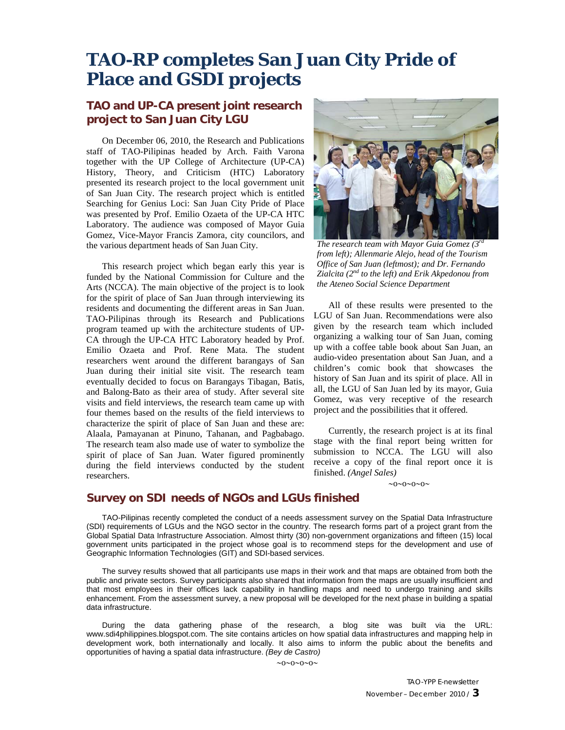# TAO-RP completes San Juan City Pride of Place and GSDI projects

## TAO and UP-CA present joint research project to San Juan City LGU

On December 06, 2010, the Research and Publications staff of TAO-Pilipinas headed by Arch. Faith Varona together with the UP College of Architecture (UP-CA) History, Theory, and Criticism (HTC) Laboratory presented its research project to the local government unit of San Juan City. The research project which is entitled Searching for Genius Loci: San Juan City Pride of Place was presented by Prof. Emilio Ozaeta of the UP-CA HTC Laboratory. The audience was composed of Mayor Guia Gomez, Vice-Mayor Francis Zamora, city councilors, and the various department heads of San Juan City.

This research project which began early this year is funded by the National Commission for Culture and the Arts (NCCA). The main objective of the project is to look for the spirit of place of San Juan through interviewing its residents and documenting the different areas in San Juan. TAO-Pilipinas through its Research and Publications program teamed up with the architecture students of UP-CA through the UP-CA HTC Laboratory headed by Prof. Emilio Ozaeta and Prof. Rene Mata. The student researchers went around the different barangays of San Juan during their initial site visit. The research team eventually decided to focus on Barangays Tibagan, Batis, and Balong-Bato as their area of study. After several site visits and field interviews, the research team came up with four themes based on the results of the field interviews to characterize the spirit of place of San Juan and these are: Alaala, Pamayanan at Pinuno, Tahanan, and Pagbabago. The research team also made use of water to symbolize the spirit of place of San Juan. Water figured prominently during the field interviews conducted by the student researchers.

*The research team with Mayor Guia Gomez (3rd from left); Allenmarie Alejo, head of the Tourism Office of San Juan (leftmost); and Dr. Fernando Zialcita (2nd to the left) and Erik Akpedonou from the Ateneo Social Science Department*

All of these results were presented to the LGU of San Juan. Recommendations were also given by the research team which included organizing a walking tour of San Juan, coming up with a coffee table book about San Juan, an audio-video presentation about San Juan, and a children's comic book that showcases the history of San Juan and its spirit of place. All in all, the LGU of San Juan led by its mayor, Guia Gomez, was very receptive of the research project and the possibilities that it offered.

Currently, the research project is at its final stage with the final report being written for submission to NCCA. The LGU will also receive a copy of the final report once it is finished. *(Angel Sales)*

~o~o~o~o~

## Survey on SDI needs of NGOs and LGUs finished

TAO-Pilipinas recently completed the conduct of a needs assessment survey on the Spatial Data Infrastructure (SDI) requirements of LGUs and the NGO sector in the country. The research forms part of a project grant from the Global Spatial Data Infrastructure Association. Almost thirty (30) non-government organizations and fifteen (15) local government units participated in the project whose goal is to recommend steps for the development and use of Geographic Information Technologies (GIT) and SDI-based services.

The survey results showed that all participants use maps in their work and that maps are obtained from both the public and private sectors. Survey participants also shared that information from the maps are usually insufficient and that most employees in their offices lack capability in handling maps and need to undergo training and skills enhancement. From the assessment survey, a new proposal will be developed for the next phase in building a spatial data infrastructure.

During the data gathering phase of the research, a blog site was built via the URL: www.sdi4philippines.blogspot.com. The site contains articles on how spatial data infrastructures and mapping help in development work, both internationally and locally. It also aims to inform the public about the benefits and opportunities of having a spatial data infrastructure. *(Bey de Castro)*

~o~o~o~o~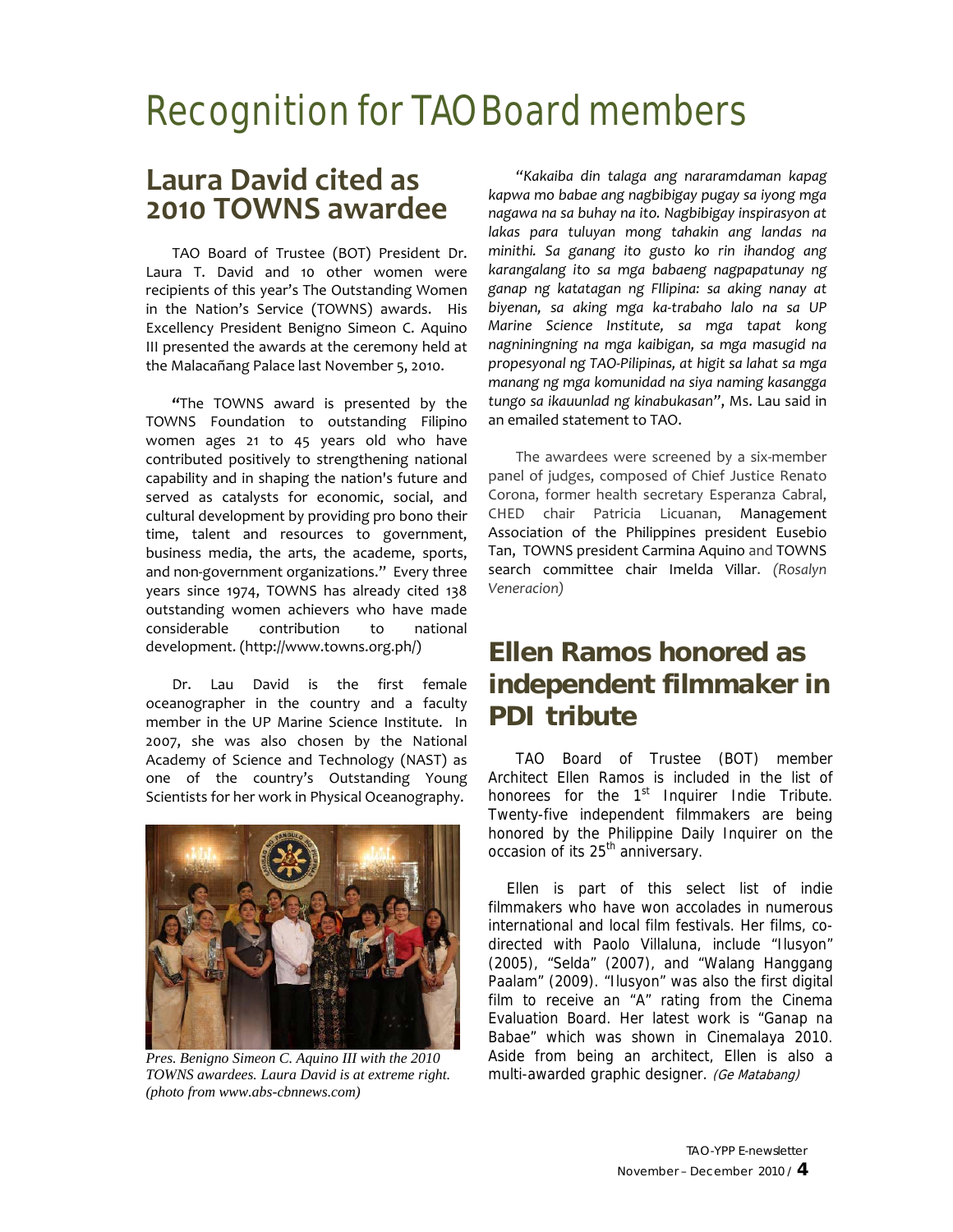# Recognition for TAO Board members

## Laura David cited as 2010 TOWNS awardee

TAO Board of Trustee (BOT) President Dr. Laura T. David and 10 other women were recipients of this year's The Outstanding Women in the Nation's Service (TOWNS) awards. His Excellency President Benigno Simeon C. Aquino III presented the awards at the ceremony held at the Malacañang Palace last November 5, 2010.

**"**The TOWNS award is presented by the TOWNS Foundation to outstanding Filipino women ages 21 to 45 years old who have contributed positively to strengthening national capability and in shaping the nation's future and served as catalysts for economic, social, and cultural development by providing pro bono their time, talent and resources to government, business media, the arts, the academe, sports, and non-government organizations." Every three years since 1974, TOWNS has already cited 138 outstanding women achievers who have made considerable contribution to national development. (http://www.towns.org.ph/)

Dr. Lau David is the first female oceanographer in the country and a faculty member in the UP Marine Science Institute. In 2007, she was also chosen by the National Academy of Science and Technology (NAST) as one of the country's Outstanding Young Scientists for her work in Physical Oceanography.

*Pres. Benigno Simeon C. Aquino III with the 2010 TOWNS awardees. Laura David is at extreme right. (photo from www.abs-cbnnews.com)*

*"Kakaiba din talaga ang nararamdaman kapag kapwa mo babae ang nagbibigay pugay sa iyong mga nagawa na sa buhay na ito. Nagbibigay inspirasyon at lakas para tuluyan mong tahakin ang landas na minithi. Sa ganang ito gusto ko rin ihandog ang karangalang ito sa mga babaeng nagpapatunay ng ganap ng katatagan ng FIlipina: sa aking nanay at biyenan, sa aking mga ka-trabaho lalo na sa UP Marine Science Institute, sa mga tapat kong nagniningning na mga kaibigan, sa mga masugid na propesyonal ng TAO-Pilipinas, at higit sa lahat sa mga manang ng mga komunidad na siya naming kasangga tungo sa ikauunlad ng kinabukasan"*, Ms. Lau said in an emailed statement to TAO.

The awardees were screened by a six-member panel of judges, composed of Chief Justice Renato Corona, former health secretary Esperanza Cabral, CHED chair Patricia Licuanan, Management Association of the Philippines president Eusebio Tan, TOWNS president Carmina Aquino and TOWNS search committee chair Imelda Villar. *(Rosalyn Veneracion)*

## Ellen Ramos honored as independent filmmaker in PDI tribute

TAO Board of Trustee (BOT) member Architect Ellen Ramos is included in the list of honorees for the 1st Inquirer Indie Tribute. Twenty-five independent filmmakers are being honored by the Philippine Daily Inquirer on the occasion of its 25th anniversary.

Ellen is part of this select list of indie filmmakers who have won accolades in numerous international and local film festivals. Her films, co-directed with Paolo Villaluna, include "Ilusyon" (2005), "Selda" (2007), and "Walang Hanggang Paalam" (2009). "Ilusyon" was also the first digital film to receive an "A" rating from the Cinema Evaluation Board. Her latest work is "Ganap na Babae" which was shown in Cinemalaya 2010. Aside from being an architect, Ellen is also a multi-awarded graphic designer. *(Ge Matabang)*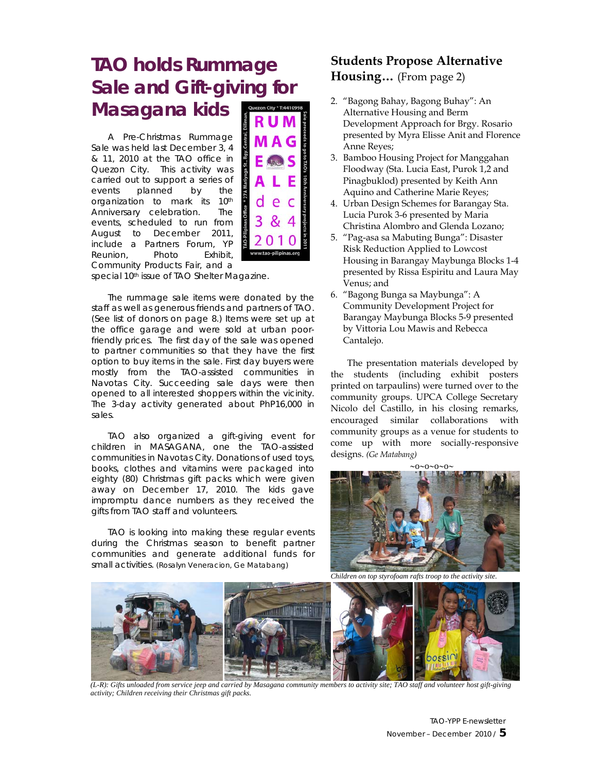# TAO holds Rummage Sale and Gift-giving for Masagana kids

A Pre-Christmas Rummage Sale was held last December 3, 4 & 11, 2010 at the TAO office in Quezon City. This activity was carried out to support a series of events planned by the organization to mark its 10th Anniversary celebration. The events, scheduled to run from August to December 2011, include a Partners Forum, YP Reunion, Photo Exhibit, Community Products Fair, and a special 10th issue of TAO Shelter Magazine.

The rummage sale items were donated by the staff as well as generous friends and partners of TAO. (See list of donors on page 8.) Items were set up at the office garage and were sold at urban poor-friendly prices. The first day of the sale was opened to partner communities so that they have the first option to buy items in the sale. First day buyers were mostly from the TAO-assisted communities in Navotas City. Succeeding sale days were then opened to all interested shoppers within the vicinity. The 3-day activity generated about PhP16,000 in sales.

TAO also organized a gift-giving event for children in MASAGANA, one the TAO-assisted communities in Navotas City. Donations of used toys, books, clothes and vitamins were packaged into eighty (80) Christmas gift packs which were given away on December 17, 2010. The kids gave impromptu dance numbers as they received the gifts from TAO staff and volunteers.

TAO is looking into making these regular events during the Christmas season to benefit partner communities and generate additional funds for small activities. (Rosalyn Veneracion, Ge Matabang)

## Students Propose Alternative Housing… (From page 2)

2. "Bagong Bahay, Bagong Buhay": An Alternative Housing and Berm Development Approach for Brgy. Rosario presented by Myra Elisse Anit and Florence Anne Reyes;
3. Bamboo Housing Project for Manggahan Floodway (Sta. Lucia East, Purok 1,2 and Pinagbuklod) presented by Keith Ann Aquino and Catherine Marie Reyes;
4. Urban Design Schemes for Barangay Sta. Lucia Purok 3-6 presented by Maria Christina Alombro and Glenda Lozano;
5. "Pag-asa sa Mabuting Bunga": Disaster Risk Reduction Applied to Lowcost Housing in Barangay Maybunga Blocks 1-4 presented by Rissa Espiritu and Laura May Venus; and
6. "Bagong Bunga sa Maybunga": A Community Development Project for Barangay Maybunga Blocks 5-9 presented by Vittoria Lou Mawis and Rebecca Cantalejo.

The presentation materials developed by the students (including exhibit posters printed on tarpaulins) were turned over to the community groups. UPCA College Secretary Nicolo del Castillo, in his closing remarks, encouraged similar collaborations with community groups as a venue for students to come up with more socially-responsive designs. *(Ge Matabang)*

~0~0~0~0~

*Children on top styrofoam rafts troop to the activity site.*

*(L-R): Gifts unloaded from service jeep and carried by Masagana community members to activity site; TAO staff and volunteer host gift-giving activity; Children receiving their Christmas gift packs.*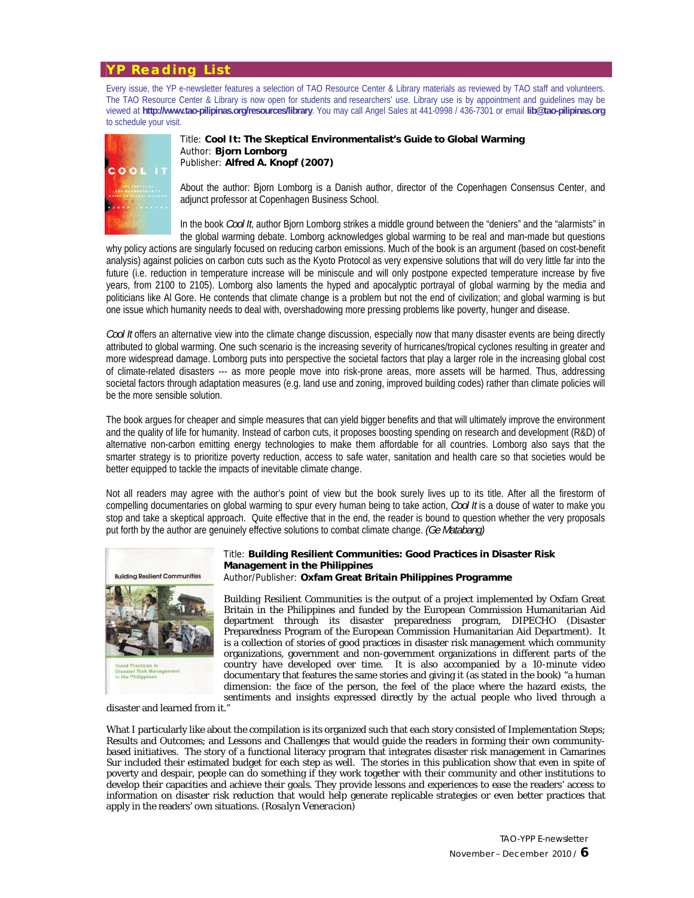## YP Reading List

Every issue, the YP e-newsletter features a selection of TAO Resource Center & Library materials as reviewed by TAO staff and volunteers. The TAO Resource Center & Library is now open for students and researchers' use. Library use is by appointment and guidelines may be viewed at **http://www.tao-pilipinas.org/resources/library**. You may call Angel Sales at 441-0998 / 436-7301 or email **lib@tao-pilipinas.org** to schedule your visit.

Title: **Cool It: The Skeptical Environmentalist's Guide to Global Warming**
Author: **Bjorn Lomborg**
Publisher: **Alfred A. Knopf (2007)**

About the author: Bjorn Lomborg is a Danish author, director of the Copenhagen Consensus Center, and adjunct professor at Copenhagen Business School.

In the book *Cool It*, author Bjorn Lomborg strikes a middle ground between the "deniers" and the "alarmists" in the global warming debate. Lomborg acknowledges global warming to be real and man-made but questions why policy actions are singularly focused on reducing carbon emissions. Much of the book is an argument (based on cost-benefit analysis) against policies on carbon cuts such as the Kyoto Protocol as very expensive solutions that will do very little far into the future (i.e. reduction in temperature increase will be miniscule and will only postpone expected temperature increase by five years, from 2100 to 2105). Lomborg also laments the hyped and apocalyptic portrayal of global warming by the media and politicians like Al Gore. He contends that climate change is a problem but not the end of civilization; and global warming is but one issue which humanity needs to deal with, overshadowing more pressing problems like poverty, hunger and disease.

*Cool It* offers an alternative view into the climate change discussion, especially now that many disaster events are being directly attributed to global warming. One such scenario is the increasing severity of hurricanes/tropical cyclones resulting in greater and more widespread damage. Lomborg puts into perspective the societal factors that play a larger role in the increasing global cost of climate-related disasters --- as more people move into risk-prone areas, more assets will be harmed. Thus, addressing societal factors through adaptation measures (e.g. land use and zoning, improved building codes) rather than climate policies will be the more sensible solution.

The book argues for cheaper and simple measures that can yield bigger benefits and that will ultimately improve the environment and the quality of life for humanity. Instead of carbon cuts, it proposes boosting spending on research and development (R&D) of alternative non-carbon emitting energy technologies to make them affordable for all countries. Lomborg also says that the smarter strategy is to prioritize poverty reduction, access to safe water, sanitation and health care so that societies would be better equipped to tackle the impacts of inevitable climate change.

Not all readers may agree with the author's point of view but the book surely lives up to its title. After all the firestorm of compelling documentaries on global warming to spur every human being to take action, *Cool It* is a douse of water to make you stop and take a skeptical approach. Quite effective that in the end, the reader is bound to question whether the very proposals put forth by the author are genuinely effective solutions to combat climate change. *(Ge Matabang)*

Title: **Building Resilient Communities: Good Practices in Disaster Risk Management in the Philippines**
Author/Publisher: **Oxfam Great Britain Philippines Programme**

Building Resilient Communities is the output of a project implemented by Oxfam Great Britain in the Philippines and funded by the European Commission Humanitarian Aid department through its disaster preparedness program, DIPECHO (Disaster Preparedness Program of the European Commission Humanitarian Aid Department). It is a collection of stories of good practices in disaster risk management which community organizations, government and non-government organizations in different parts of the country have developed over time. It is also accompanied by a 10-minute video documentary that features the same stories and giving it (as stated in the book) "a human dimension: the face of the person, the feel of the place where the hazard exists, the sentiments and insights expressed directly by the actual people who lived through a disaster and learned from it."

What I particularly like about the compilation is its organized such that each story consisted of Implementation Steps; Results and Outcomes; and Lessons and Challenges that would guide the readers in forming their own community-based initiatives. The story of a functional literacy program that integrates disaster risk management in Camarines Sur included their estimated budget for each step as well. The stories in this publication show that even in spite of poverty and despair, people can do something if they work together with their community and other institutions to develop their capacities and achieve their goals. They provide lessons and experiences to ease the readers' access to information on disaster risk reduction that would help generate replicable strategies or even better practices that apply in the readers' own situations. *(Rosalyn Veneracion)*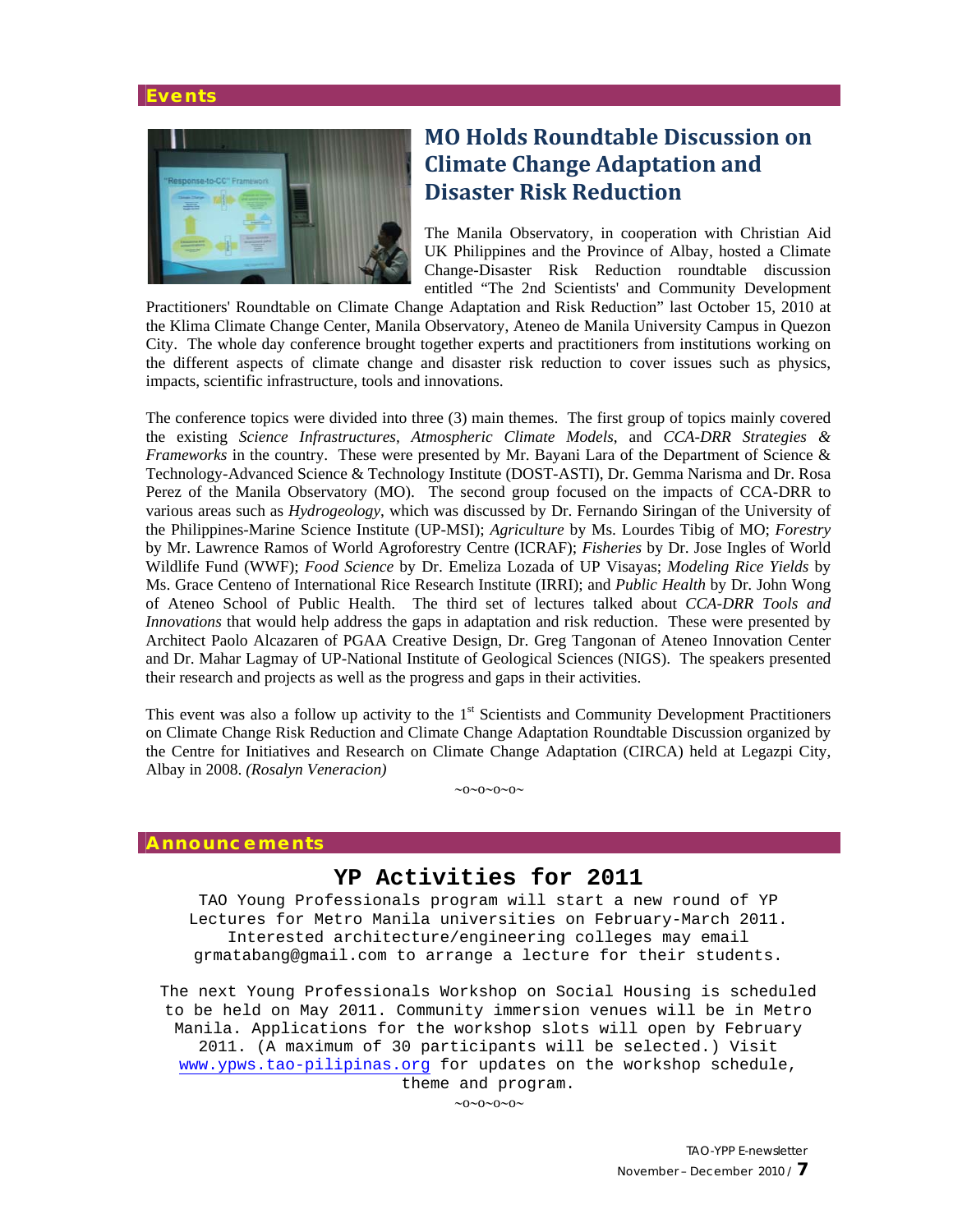## Events

# MO Holds Roundtable Discussion on Climate Change Adaptation and Disaster Risk Reduction

The Manila Observatory, in cooperation with Christian Aid UK Philippines and the Province of Albay, hosted a Climate Change-Disaster Risk Reduction roundtable discussion entitled "The 2nd Scientists' and Community Development Practitioners' Roundtable on Climate Change Adaptation and Risk Reduction" last October 15, 2010 at the Klima Climate Change Center, Manila Observatory, Ateneo de Manila University Campus in Quezon City. The whole day conference brought together experts and practitioners from institutions working on the different aspects of climate change and disaster risk reduction to cover issues such as physics, impacts, scientific infrastructure, tools and innovations.

The conference topics were divided into three (3) main themes. The first group of topics mainly covered the existing *Science Infrastructures*, *Atmospheric Climate Models*, and *CCA-DRR Strategies & Frameworks* in the country. These were presented by Mr. Bayani Lara of the Department of Science & Technology-Advanced Science & Technology Institute (DOST-ASTI), Dr. Gemma Narisma and Dr. Rosa Perez of the Manila Observatory (MO). The second group focused on the impacts of CCA-DRR to various areas such as *Hydrogeology*, which was discussed by Dr. Fernando Siringan of the University of the Philippines-Marine Science Institute (UP-MSI); *Agriculture* by Ms. Lourdes Tibig of MO; *Forestry* by Mr. Lawrence Ramos of World Agroforestry Centre (ICRAF); *Fisheries* by Dr. Jose Ingles of World Wildlife Fund (WWF); *Food Science* by Dr. Emeliza Lozada of UP Visayas; *Modeling Rice Yields* by Ms. Grace Centeno of International Rice Research Institute (IRRI); and *Public Health* by Dr. John Wong of Ateneo School of Public Health. The third set of lectures talked about *CCA-DRR Tools and Innovations* that would help address the gaps in adaptation and risk reduction. These were presented by Architect Paolo Alcazaren of PGAA Creative Design, Dr. Greg Tangonan of Ateneo Innovation Center and Dr. Mahar Lagmay of UP-National Institute of Geological Sciences (NIGS). The speakers presented their research and projects as well as the progress and gaps in their activities.

This event was also a follow up activity to the 1st Scientists and Community Development Practitioners on Climate Change Risk Reduction and Climate Change Adaptation Roundtable Discussion organized by the Centre for Initiatives and Research on Climate Change Adaptation (CIRCA) held at Legazpi City, Albay in 2008. *(Rosalyn Veneracion)*

~o~o~o~o~

## Announcements

# YP Activities for 2011

TAO Young Professionals program will start a new round of YP Lectures for Metro Manila universities on February-March 2011. Interested architecture/engineering colleges may email grmatabang@gmail.com to arrange a lecture for their students.

The next Young Professionals Workshop on Social Housing is scheduled to be held on May 2011. Community immersion venues will be in Metro Manila. Applications for the workshop slots will open by February 2011. (A maximum of 30 participants will be selected.) Visit www.ypws.tao-pilipinas.org for updates on the workshop schedule, theme and program.

~o~o~o~o~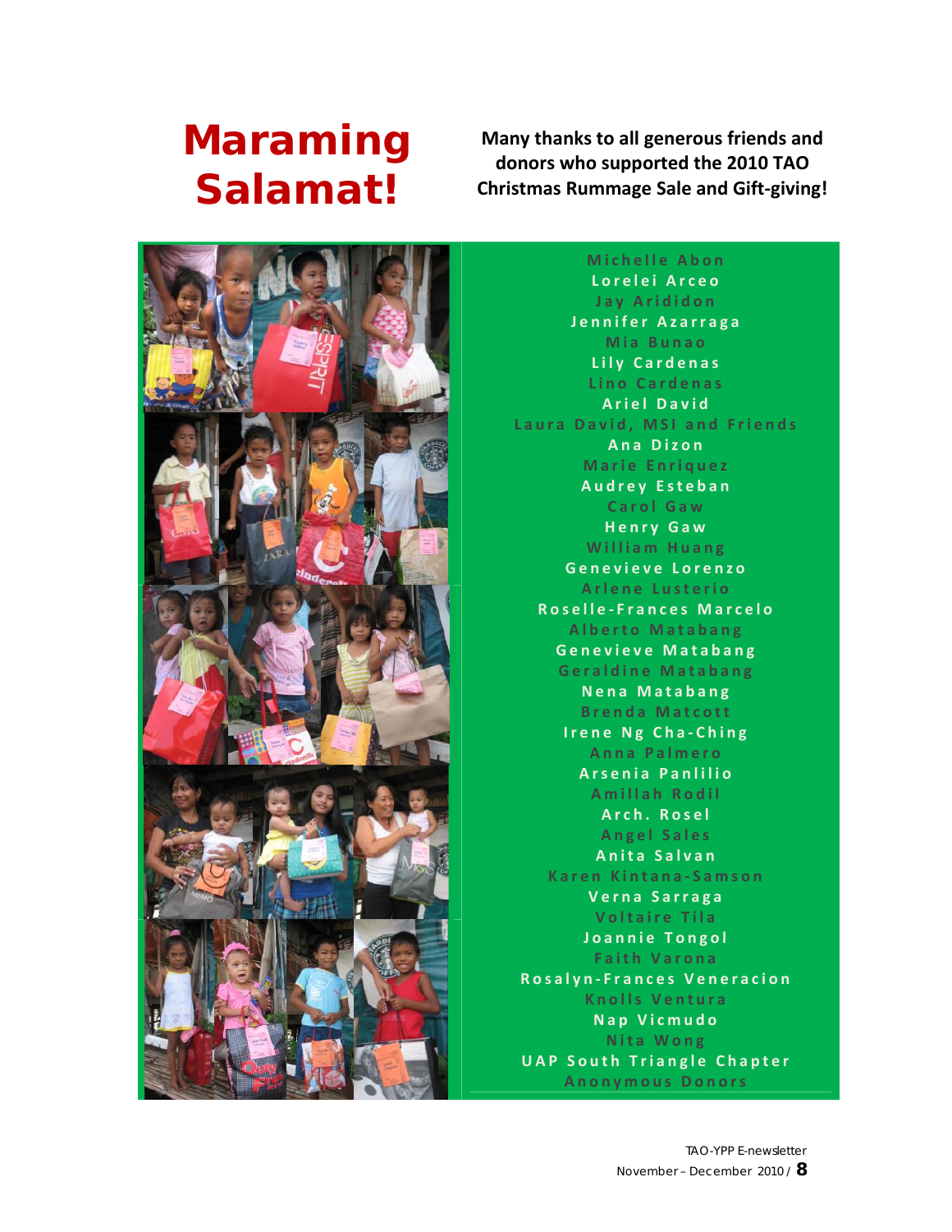# Maraming Salamat!

**Many thanks to all generous friends and donors who supported the 2010 TAO Christmas Rummage Sale and Gift-giving!**

Michelle Abon
Lorelei Arceo
Jay Arididon
Jennifer Azarraga
Mia Bunao
Lily Cardenas
Lino Cardenas
Ariel David
Laura David, MSI and Friends
Ana Dizon
Marie Enriquez
Audrey Esteban
Carol Gaw
Henry Gaw
William Huang
Genevieve Lorenzo
Arlene Lusterio
Roselle-Frances Marcelo
Alberto Matabang
Genevieve Matabang
Geraldine Matabang
Nena Matabang
Brenda Matcott
Irene Ng Cha-Ching
Anna Palmero
Arsenia Panlilio
Amillah Rodil
Arch. Rosel
Angel Sales
Anita Salvan
Karen Kintana-Samson
Verna Sarraga
Voltaire Tila
Joannie Tongol
Faith Varona
Rosalyn-Frances Veneracion
Knolls Ventura
Nap Vicmudo
Nita Wong
UAP South Triangle Chapter
Anonymous Donors